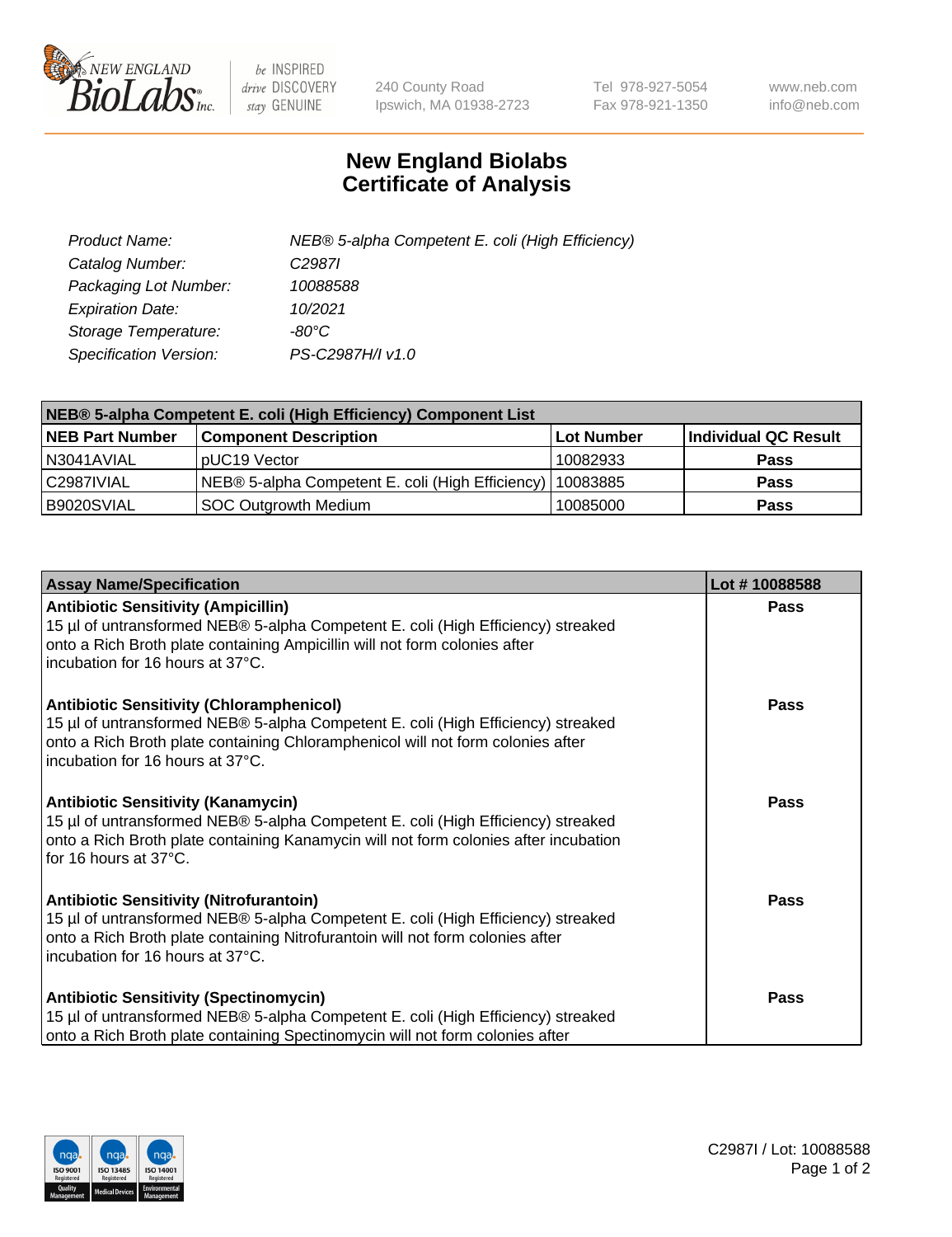# New England Biolabs Certificate of Analysis

| | |
|---|---|
| *Product Name:* | *NEB® 5-alpha Competent E. coli (High Efficiency)* |
| *Catalog Number:* | *C2987I* |
| *Packaging Lot Number:* | *10088588* |
| *Expiration Date:* | *10/2021* |
| *Storage Temperature:* | *-80°C* |
| *Specification Version:* | *PS-C2987H/I v1.0* |

| NEB® 5-alpha Competent E. coli (High Efficiency) Component List | | | |
|---|---|---|---|
| **NEB Part Number** | **Component Description** | **Lot Number** | **Individual QC Result** |
| N3041AVIAL | pUC19 Vector | 10082933 | **Pass** |
| C2987IVIAL | NEB® 5-alpha Competent E. coli (High Efficiency) | 10083885 | **Pass** |
| B9020SVIAL | SOC Outgrowth Medium | 10085000 | **Pass** |

| Assay Name/Specification | Lot # 10088588 |
|---|---|
| **Antibiotic Sensitivity (Ampicillin)** 15 µl of untransformed NEB® 5-alpha Competent E. coli (High Efficiency) streaked onto a Rich Broth plate containing Ampicillin will not form colonies after incubation for 16 hours at 37°C. | **Pass** |
| **Antibiotic Sensitivity (Chloramphenicol)** 15 µl of untransformed NEB® 5-alpha Competent E. coli (High Efficiency) streaked onto a Rich Broth plate containing Chloramphenicol will not form colonies after incubation for 16 hours at 37°C. | **Pass** |
| **Antibiotic Sensitivity (Kanamycin)** 15 µl of untransformed NEB® 5-alpha Competent E. coli (High Efficiency) streaked onto a Rich Broth plate containing Kanamycin will not form colonies after incubation for 16 hours at 37°C. | **Pass** |
| **Antibiotic Sensitivity (Nitrofurantoin)** 15 µl of untransformed NEB® 5-alpha Competent E. coli (High Efficiency) streaked onto a Rich Broth plate containing Nitrofurantoin will not form colonies after incubation for 16 hours at 37°C. | **Pass** |
| **Antibiotic Sensitivity (Spectinomycin)** 15 µl of untransformed NEB® 5-alpha Competent E. coli (High Efficiency) streaked onto a Rich Broth plate containing Spectinomycin will not form colonies after | **Pass** |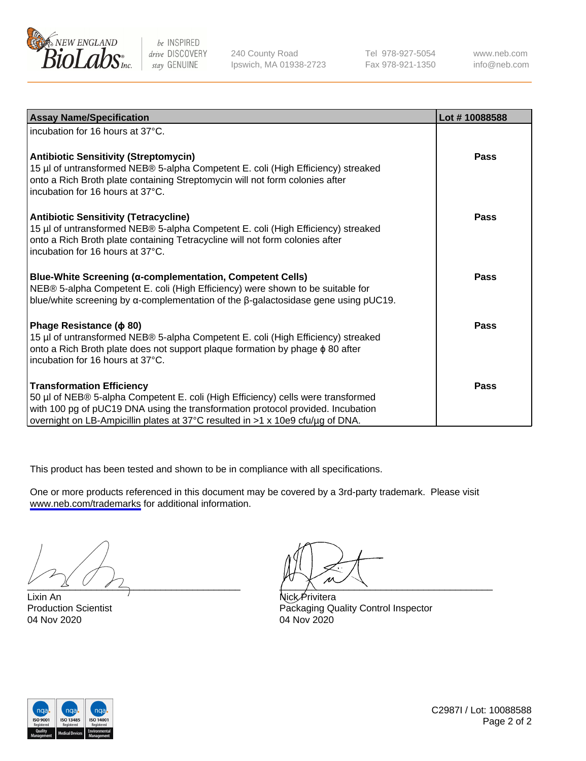| Assay Name/Specification | Lot # 10088588 |
|---|---|
| incubation for 16 hours at 37°C. | |
| **Antibiotic Sensitivity (Streptomycin)**<br>15 µl of untransformed NEB® 5-alpha Competent E. coli (High Efficiency) streaked onto a Rich Broth plate containing Streptomycin will not form colonies after incubation for 16 hours at 37°C. | **Pass** |
| **Antibiotic Sensitivity (Tetracycline)**<br>15 µl of untransformed NEB® 5-alpha Competent E. coli (High Efficiency) streaked onto a Rich Broth plate containing Tetracycline will not form colonies after incubation for 16 hours at 37°C. | **Pass** |
| **Blue-White Screening (α-complementation, Competent Cells)**<br>NEB® 5-alpha Competent E. coli (High Efficiency) were shown to be suitable for blue/white screening by α-complementation of the β-galactosidase gene using pUC19. | **Pass** |
| **Phage Resistance (ϕ 80)**<br>15 µl of untransformed NEB® 5-alpha Competent E. coli (High Efficiency) streaked onto a Rich Broth plate does not support plaque formation by phage ϕ 80 after incubation for 16 hours at 37°C. | **Pass** |
| **Transformation Efficiency**<br>50 µl of NEB® 5-alpha Competent E. coli (High Efficiency) cells were transformed with 100 pg of pUC19 DNA using the transformation protocol provided. Incubation overnight on LB-Ampicillin plates at 37°C resulted in >1 x 10e9 cfu/µg of DNA. | **Pass** |

This product has been tested and shown to be in compliance with all specifications.

One or more products referenced in this document may be covered by a 3rd-party trademark. Please visit www.neb.com/trademarks for additional information.

Lixin An
Production Scientist
04 Nov 2020

Nick Privitera
Packaging Quality Control Inspector
04 Nov 2020

C2987I / Lot: 10088588